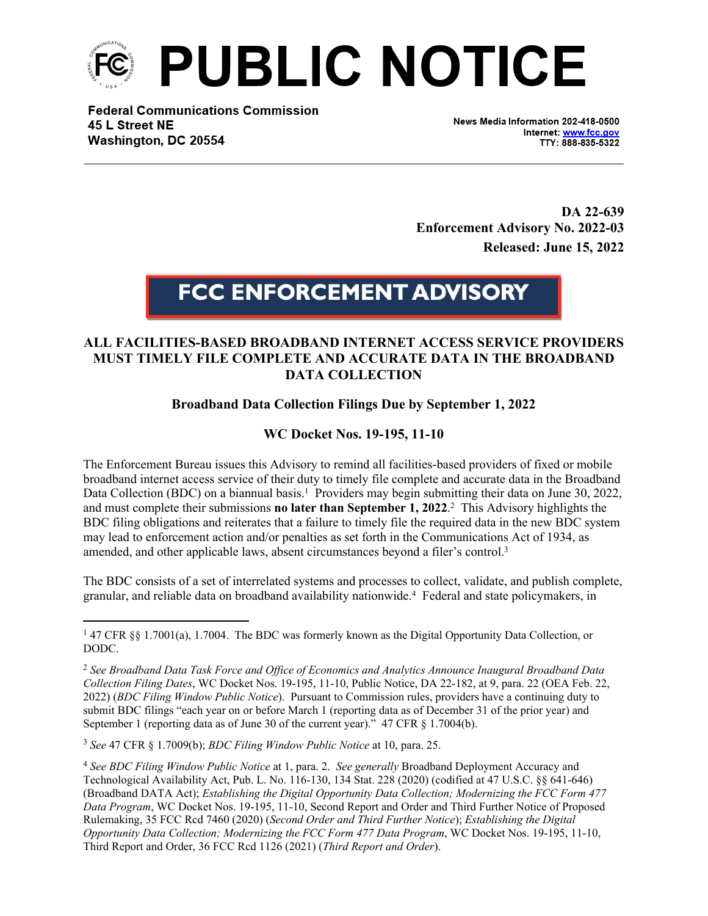# PUBLIC NOTICE

**Federal Communications Commission**
**45 L Street NE**
**Washington, DC 20554**

News Media Information 202-418-0500
Internet: www.fcc.gov
TTY: 888-835-5322

**DA 22-639**
**Enforcement Advisory No. 2022-03**
**Released: June 15, 2022**

## FCC ENFORCEMENT ADVISORY

### ALL FACILITIES-BASED BROADBAND INTERNET ACCESS SERVICE PROVIDERS MUST TIMELY FILE COMPLETE AND ACCURATE DATA IN THE BROADBAND DATA COLLECTION

**Broadband Data Collection Filings Due by September 1, 2022**

**WC Docket Nos. 19-195, 11-10**

The Enforcement Bureau issues this Advisory to remind all facilities-based providers of fixed or mobile broadband internet access service of their duty to timely file complete and accurate data in the Broadband Data Collection (BDC) on a biannual basis.[1] Providers may begin submitting their data on June 30, 2022, and must complete their submissions **no later than September 1, 2022**.[2] This Advisory highlights the BDC filing obligations and reiterates that a failure to timely file the required data in the new BDC system may lead to enforcement action and/or penalties as set forth in the Communications Act of 1934, as amended, and other applicable laws, absent circumstances beyond a filer's control.[3]

The BDC consists of a set of interrelated systems and processes to collect, validate, and publish complete, granular, and reliable data on broadband availability nationwide.[4] Federal and state policymakers, in

---

[1] 47 CFR §§ 1.7001(a), 1.7004. The BDC was formerly known as the Digital Opportunity Data Collection, or DODC.

[2] *See Broadband Data Task Force and Office of Economics and Analytics Announce Inaugural Broadband Data Collection Filing Dates*, WC Docket Nos. 19-195, 11-10, Public Notice, DA 22-182, at 9, para. 22 (OEA Feb. 22, 2022) (*BDC Filing Window Public Notice*). Pursuant to Commission rules, providers have a continuing duty to submit BDC filings "each year on or before March 1 (reporting data as of December 31 of the prior year) and September 1 (reporting data as of June 30 of the current year)." 47 CFR § 1.7004(b).

[3] *See* 47 CFR § 1.7009(b); *BDC Filing Window Public Notice* at 10, para. 25.

[4] *See BDC Filing Window Public Notice* at 1, para. 2. *See generally* Broadband Deployment Accuracy and Technological Availability Act, Pub. L. No. 116-130, 134 Stat. 228 (2020) (codified at 47 U.S.C. §§ 641-646) (Broadband DATA Act); *Establishing the Digital Opportunity Data Collection; Modernizing the FCC Form 477 Data Program*, WC Docket Nos. 19-195, 11-10, Second Report and Order and Third Further Notice of Proposed Rulemaking, 35 FCC Rcd 7460 (2020) (*Second Order and Third Further Notice*); *Establishing the Digital Opportunity Data Collection; Modernizing the FCC Form 477 Data Program*, WC Docket Nos. 19-195, 11-10, Third Report and Order, 36 FCC Rcd 1126 (2021) (*Third Report and Order*).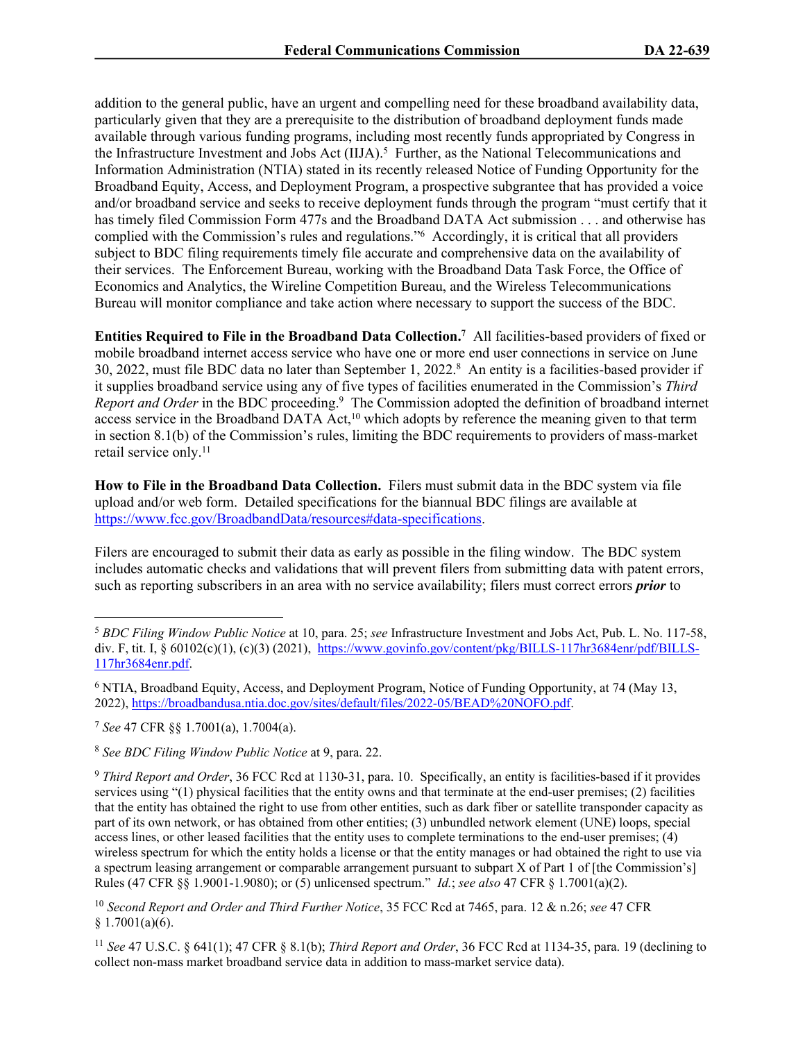addition to the general public, have an urgent and compelling need for these broadband availability data, particularly given that they are a prerequisite to the distribution of broadband deployment funds made available through various funding programs, including most recently funds appropriated by Congress in the Infrastructure Investment and Jobs Act (IIJA).[5] Further, as the National Telecommunications and Information Administration (NTIA) stated in its recently released Notice of Funding Opportunity for the Broadband Equity, Access, and Deployment Program, a prospective subgrantee that has provided a voice and/or broadband service and seeks to receive deployment funds through the program "must certify that it has timely filed Commission Form 477s and the Broadband DATA Act submission . . . and otherwise has complied with the Commission's rules and regulations."[6] Accordingly, it is critical that all providers subject to BDC filing requirements timely file accurate and comprehensive data on the availability of their services. The Enforcement Bureau, working with the Broadband Data Task Force, the Office of Economics and Analytics, the Wireline Competition Bureau, and the Wireless Telecommunications Bureau will monitor compliance and take action where necessary to support the success of the BDC.

**Entities Required to File in the Broadband Data Collection.**[7] All facilities-based providers of fixed or mobile broadband internet access service who have one or more end user connections in service on June 30, 2022, must file BDC data no later than September 1, 2022.[8] An entity is a facilities-based provider if it supplies broadband service using any of five types of facilities enumerated in the Commission's *Third Report and Order* in the BDC proceeding.[9] The Commission adopted the definition of broadband internet access service in the Broadband DATA Act,[10] which adopts by reference the meaning given to that term in section 8.1(b) of the Commission's rules, limiting the BDC requirements to providers of mass-market retail service only.[11]

**How to File in the Broadband Data Collection.** Filers must submit data in the BDC system via file upload and/or web form. Detailed specifications for the biannual BDC filings are available at https://www.fcc.gov/BroadbandData/resources#data-specifications.

Filers are encouraged to submit their data as early as possible in the filing window. The BDC system includes automatic checks and validations that will prevent filers from submitting data with patent errors, such as reporting subscribers in an area with no service availability; filers must correct errors ***prior*** to

---

[5] *BDC Filing Window Public Notice* at 10, para. 25; *see* Infrastructure Investment and Jobs Act, Pub. L. No. 117-58, div. F, tit. I, § 60102(c)(1), (c)(3) (2021), https://www.govinfo.gov/content/pkg/BILLS-117hr3684enr/pdf/BILLS-117hr3684enr.pdf.

[6] NTIA, Broadband Equity, Access, and Deployment Program, Notice of Funding Opportunity, at 74 (May 13, 2022), https://broadbandusa.ntia.doc.gov/sites/default/files/2022-05/BEAD%20NOFO.pdf.

[7] *See* 47 CFR §§ 1.7001(a), 1.7004(a).

[8] *See BDC Filing Window Public Notice* at 9, para. 22.

[9] *Third Report and Order*, 36 FCC Rcd at 1130-31, para. 10. Specifically, an entity is facilities-based if it provides services using "(1) physical facilities that the entity owns and that terminate at the end-user premises; (2) facilities that the entity has obtained the right to use from other entities, such as dark fiber or satellite transponder capacity as part of its own network, or has obtained from other entities; (3) unbundled network element (UNE) loops, special access lines, or other leased facilities that the entity uses to complete terminations to the end-user premises; (4) wireless spectrum for which the entity holds a license or that the entity manages or had obtained the right to use via a spectrum leasing arrangement or comparable arrangement pursuant to subpart X of Part 1 of [the Commission's] Rules (47 CFR §§ 1.9001-1.9080); or (5) unlicensed spectrum." *Id.*; *see also* 47 CFR § 1.7001(a)(2).

[10] *Second Report and Order and Third Further Notice*, 35 FCC Rcd at 7465, para. 12 & n.26; *see* 47 CFR § 1.7001(a)(6).

[11] *See* 47 U.S.C. § 641(1); 47 CFR § 8.1(b); *Third Report and Order*, 36 FCC Rcd at 1134-35, para. 19 (declining to collect non-mass market broadband service data in addition to mass-market service data).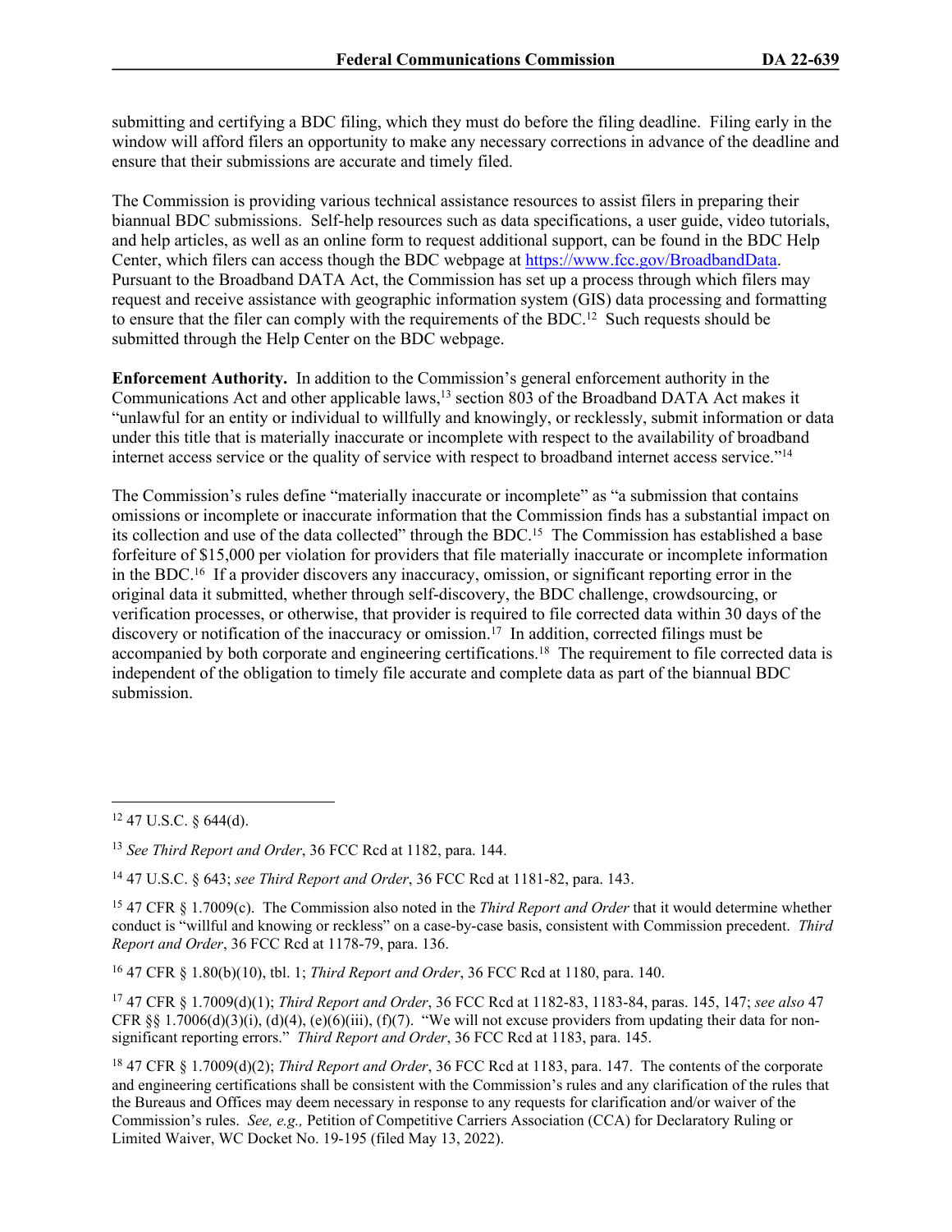submitting and certifying a BDC filing, which they must do before the filing deadline. Filing early in the window will afford filers an opportunity to make any necessary corrections in advance of the deadline and ensure that their submissions are accurate and timely filed.

The Commission is providing various technical assistance resources to assist filers in preparing their biannual BDC submissions. Self-help resources such as data specifications, a user guide, video tutorials, and help articles, as well as an online form to request additional support, can be found in the BDC Help Center, which filers can access though the BDC webpage at https://www.fcc.gov/BroadbandData. Pursuant to the Broadband DATA Act, the Commission has set up a process through which filers may request and receive assistance with geographic information system (GIS) data processing and formatting to ensure that the filer can comply with the requirements of the BDC.[12] Such requests should be submitted through the Help Center on the BDC webpage.

**Enforcement Authority.** In addition to the Commission's general enforcement authority in the Communications Act and other applicable laws,[13] section 803 of the Broadband DATA Act makes it "unlawful for an entity or individual to willfully and knowingly, or recklessly, submit information or data under this title that is materially inaccurate or incomplete with respect to the availability of broadband internet access service or the quality of service with respect to broadband internet access service."[14]

The Commission's rules define "materially inaccurate or incomplete" as "a submission that contains omissions or incomplete or inaccurate information that the Commission finds has a substantial impact on its collection and use of the data collected" through the BDC.[15] The Commission has established a base forfeiture of $15,000 per violation for providers that file materially inaccurate or incomplete information in the BDC.[16] If a provider discovers any inaccuracy, omission, or significant reporting error in the original data it submitted, whether through self-discovery, the BDC challenge, crowdsourcing, or verification processes, or otherwise, that provider is required to file corrected data within 30 days of the discovery or notification of the inaccuracy or omission.[17] In addition, corrected filings must be accompanied by both corporate and engineering certifications.[18] The requirement to file corrected data is independent of the obligation to timely file accurate and complete data as part of the biannual BDC submission.

---

[12] 47 U.S.C. § 644(d).

[13] *See Third Report and Order*, 36 FCC Rcd at 1182, para. 144.

[14] 47 U.S.C. § 643; *see Third Report and Order*, 36 FCC Rcd at 1181-82, para. 143.

[15] 47 CFR § 1.7009(c). The Commission also noted in the *Third Report and Order* that it would determine whether conduct is "willful and knowing or reckless" on a case-by-case basis, consistent with Commission precedent. *Third Report and Order*, 36 FCC Rcd at 1178-79, para. 136.

[16] 47 CFR § 1.80(b)(10), tbl. 1; *Third Report and Order*, 36 FCC Rcd at 1180, para. 140.

[17] 47 CFR § 1.7009(d)(1); *Third Report and Order*, 36 FCC Rcd at 1182-83, 1183-84, paras. 145, 147; *see also* 47 CFR §§ 1.7006(d)(3)(i), (d)(4), (e)(6)(iii), (f)(7). "We will not excuse providers from updating their data for non-significant reporting errors." *Third Report and Order*, 36 FCC Rcd at 1183, para. 145.

[18] 47 CFR § 1.7009(d)(2); *Third Report and Order*, 36 FCC Rcd at 1183, para. 147. The contents of the corporate and engineering certifications shall be consistent with the Commission's rules and any clarification of the rules that the Bureaus and Offices may deem necessary in response to any requests for clarification and/or waiver of the Commission's rules. *See, e.g.,* Petition of Competitive Carriers Association (CCA) for Declaratory Ruling or Limited Waiver, WC Docket No. 19-195 (filed May 13, 2022).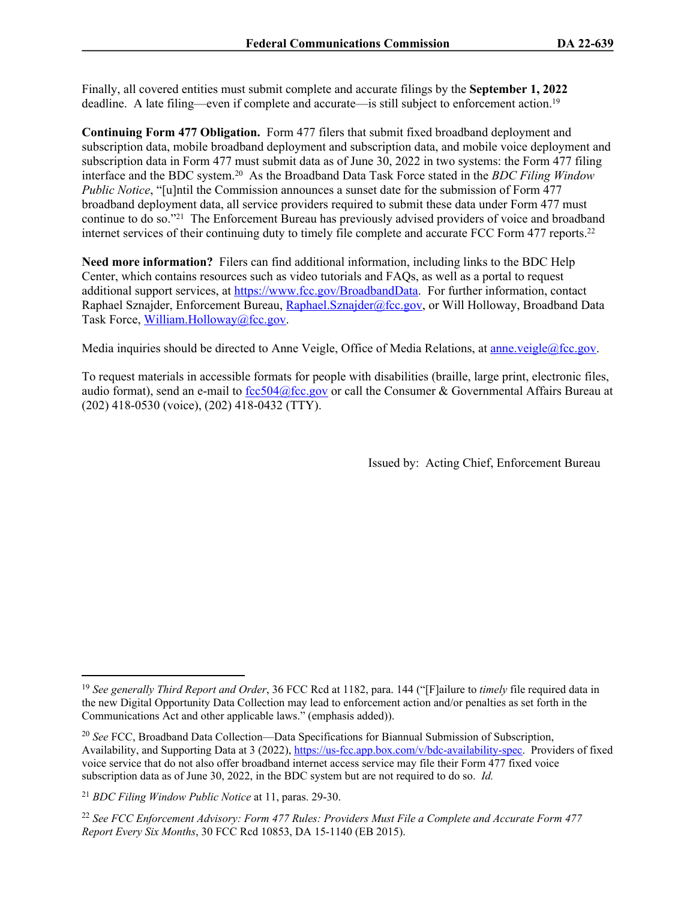Finally, all covered entities must submit complete and accurate filings by the **September 1, 2022** deadline. A late filing—even if complete and accurate—is still subject to enforcement action.[19]

**Continuing Form 477 Obligation.** Form 477 filers that submit fixed broadband deployment and subscription data, mobile broadband deployment and subscription data, and mobile voice deployment and subscription data in Form 477 must submit data as of June 30, 2022 in two systems: the Form 477 filing interface and the BDC system.[20] As the Broadband Data Task Force stated in the *BDC Filing Window Public Notice*, "[u]ntil the Commission announces a sunset date for the submission of Form 477 broadband deployment data, all service providers required to submit these data under Form 477 must continue to do so."[21] The Enforcement Bureau has previously advised providers of voice and broadband internet services of their continuing duty to timely file complete and accurate FCC Form 477 reports.[22]

**Need more information?** Filers can find additional information, including links to the BDC Help Center, which contains resources such as video tutorials and FAQs, as well as a portal to request additional support services, at https://www.fcc.gov/BroadbandData. For further information, contact Raphael Sznajder, Enforcement Bureau, Raphael.Sznajder@fcc.gov, or Will Holloway, Broadband Data Task Force, William.Holloway@fcc.gov.

Media inquiries should be directed to Anne Veigle, Office of Media Relations, at anne.veigle@fcc.gov.

To request materials in accessible formats for people with disabilities (braille, large print, electronic files, audio format), send an e-mail to fcc504@fcc.gov or call the Consumer & Governmental Affairs Bureau at (202) 418-0530 (voice), (202) 418-0432 (TTY).

Issued by: Acting Chief, Enforcement Bureau

---

[19] *See generally Third Report and Order*, 36 FCC Rcd at 1182, para. 144 ("[F]ailure to *timely* file required data in the new Digital Opportunity Data Collection may lead to enforcement action and/or penalties as set forth in the Communications Act and other applicable laws." (emphasis added)).

[20] *See* FCC, Broadband Data Collection—Data Specifications for Biannual Submission of Subscription, Availability, and Supporting Data at 3 (2022), https://us-fcc.app.box.com/v/bdc-availability-spec. Providers of fixed voice service that do not also offer broadband internet access service may file their Form 477 fixed voice subscription data as of June 30, 2022, in the BDC system but are not required to do so. *Id.*

[21] *BDC Filing Window Public Notice* at 11, paras. 29-30.

[22] *See FCC Enforcement Advisory: Form 477 Rules: Providers Must File a Complete and Accurate Form 477 Report Every Six Months*, 30 FCC Rcd 10853, DA 15-1140 (EB 2015).